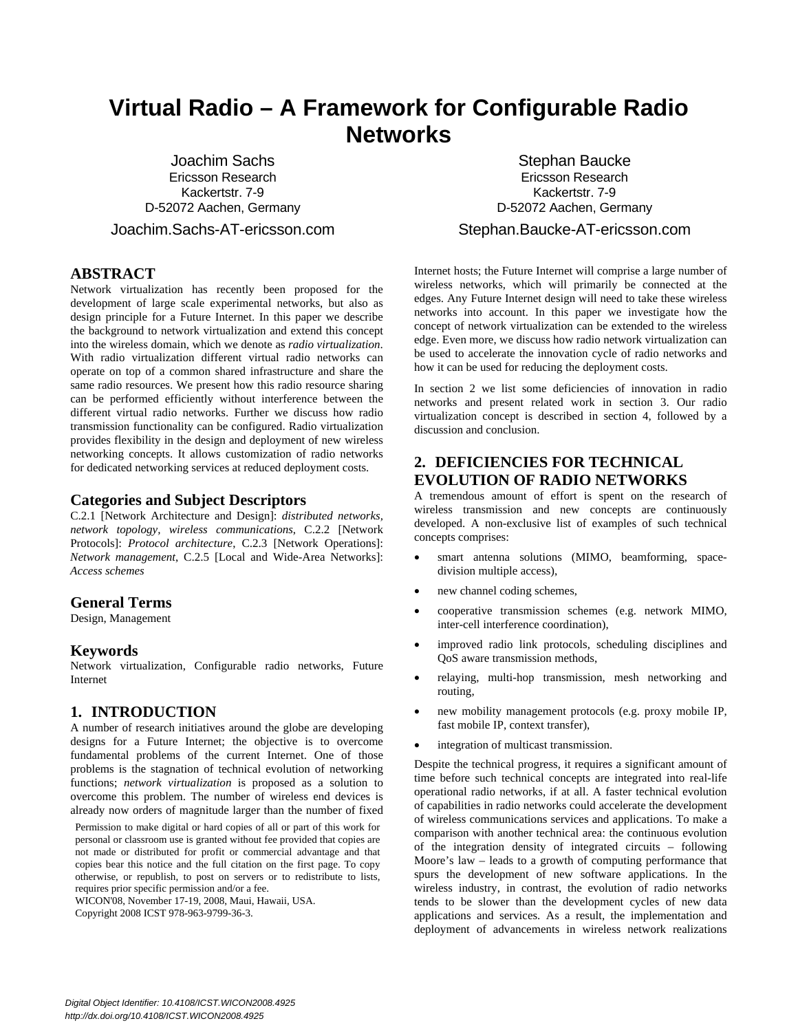# Virtual Radio – A Framework for Configurable Radio Networks

Joachim Sachs
Ericsson Research
Kackertstr. 7-9
D-52072 Aachen, Germany
Joachim.Sachs-AT-ericsson.com

Stephan Baucke
Ericsson Research
Kackertstr. 7-9
D-52072 Aachen, Germany
Stephan.Baucke-AT-ericsson.com

## ABSTRACT

Network virtualization has recently been proposed for the development of large scale experimental networks, but also as design principle for a Future Internet. In this paper we describe the background to network virtualization and extend this concept into the wireless domain, which we denote as *radio virtualization*. With radio virtualization different virtual radio networks can operate on top of a common shared infrastructure and share the same radio resources. We present how this radio resource sharing can be performed efficiently without interference between the different virtual radio networks. Further we discuss how radio transmission functionality can be configured. Radio virtualization provides flexibility in the design and deployment of new wireless networking concepts. It allows customization of radio networks for dedicated networking services at reduced deployment costs.

### Categories and Subject Descriptors

C.2.1 [Network Architecture and Design]: *distributed networks, network topology, wireless communications*, C.2.2 [Network Protocols]: *Protocol architecture*, C.2.3 [Network Operations]: *Network management*, C.2.5 [Local and Wide-Area Networks]: *Access schemes*

### General Terms

Design, Management

### Keywords

Network virtualization, Configurable radio networks, Future Internet

## 1. INTRODUCTION

A number of research initiatives around the globe are developing designs for a Future Internet; the objective is to overcome fundamental problems of the current Internet. One of those problems is the stagnation of technical evolution of networking functions; *network virtualization* is proposed as a solution to overcome this problem. The number of wireless end devices is already now orders of magnitude larger than the number of fixed Internet hosts; the Future Internet will comprise a large number of wireless networks, which will primarily be connected at the edges. Any Future Internet design will need to take these wireless networks into account. In this paper we investigate how the concept of network virtualization can be extended to the wireless edge. Even more, we discuss how radio network virtualization can be used to accelerate the innovation cycle of radio networks and how it can be used for reducing the deployment costs.

In section 2 we list some deficiencies of innovation in radio networks and present related work in section 3. Our radio virtualization concept is described in section 4, followed by a discussion and conclusion.

Permission to make digital or hard copies of all or part of this work for personal or classroom use is granted without fee provided that copies are not made or distributed for profit or commercial advantage and that copies bear this notice and the full citation on the first page. To copy otherwise, or republish, to post on servers or to redistribute to lists, requires prior specific permission and/or a fee.
WICON'08, November 17-19, 2008, Maui, Hawaii, USA.
Copyright 2008 ICST 978-963-9799-36-3.

## 2. DEFICIENCIES FOR TECHNICAL EVOLUTION OF RADIO NETWORKS

A tremendous amount of effort is spent on the research of wireless transmission and new concepts are continuously developed. A non-exclusive list of examples of such technical concepts comprises:

- smart antenna solutions (MIMO, beamforming, space-division multiple access),
- new channel coding schemes,
- cooperative transmission schemes (e.g. network MIMO, inter-cell interference coordination),
- improved radio link protocols, scheduling disciplines and QoS aware transmission methods,
- relaying, multi-hop transmission, mesh networking and routing,
- new mobility management protocols (e.g. proxy mobile IP, fast mobile IP, context transfer),
- integration of multicast transmission.

Despite the technical progress, it requires a significant amount of time before such technical concepts are integrated into real-life operational radio networks, if at all. A faster technical evolution of capabilities in radio networks could accelerate the development of wireless communications services and applications. To make a comparison with another technical area: the continuous evolution of the integration density of integrated circuits – following Moore's law – leads to a growth of computing performance that spurs the development of new software applications. In the wireless industry, in contrast, the evolution of radio networks tends to be slower than the development cycles of new data applications and services. As a result, the implementation and deployment of advancements in wireless network realizations

Digital Object Identifier: 10.4108/ICST.WICON2008.4925
http://dx.doi.org/10.4108/ICST.WICON2008.4925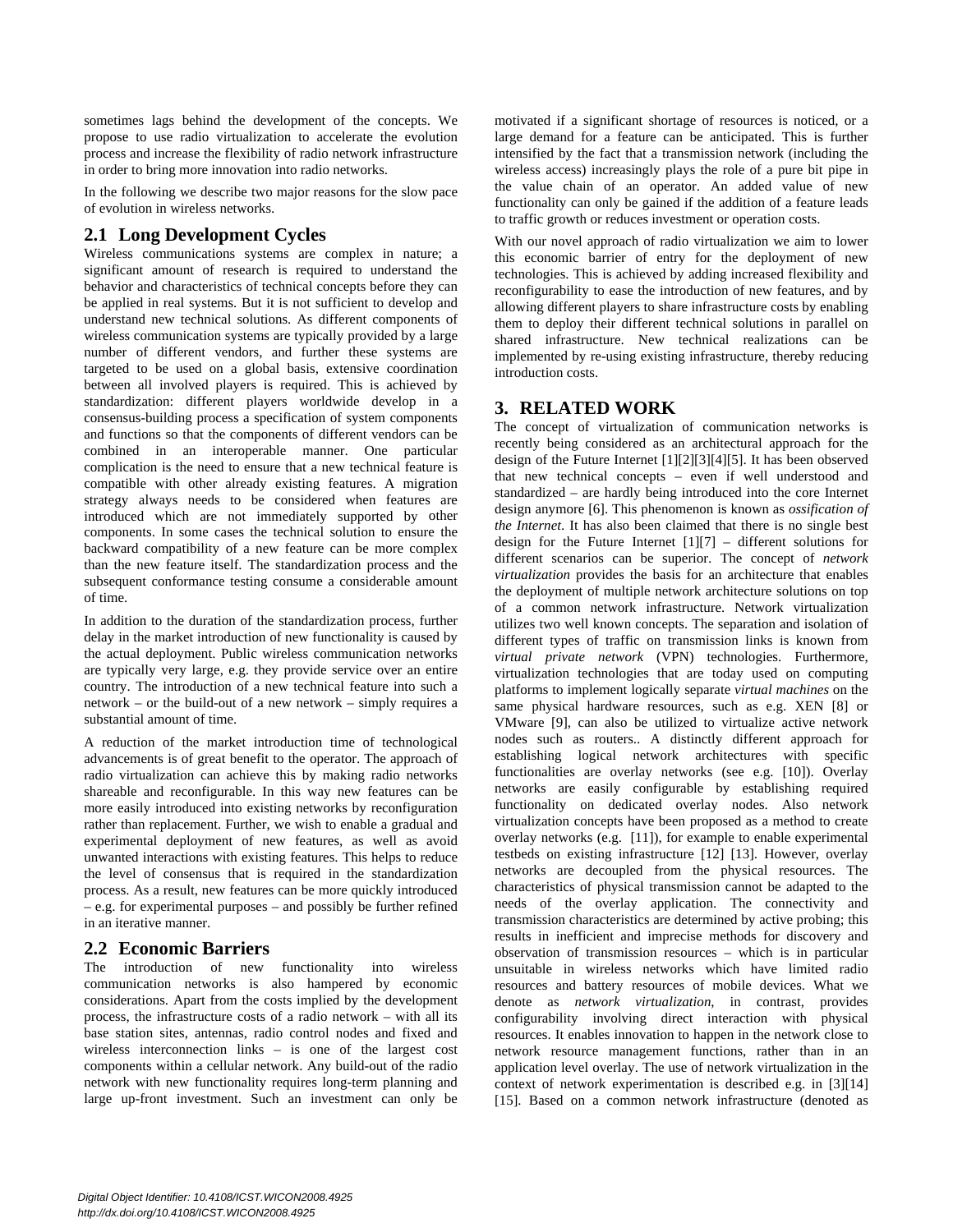sometimes lags behind the development of the concepts. We propose to use radio virtualization to accelerate the evolution process and increase the flexibility of radio network infrastructure in order to bring more innovation into radio networks.

In the following we describe two major reasons for the slow pace of evolution in wireless networks.

## 2.1 Long Development Cycles

Wireless communications systems are complex in nature; a significant amount of research is required to understand the behavior and characteristics of technical concepts before they can be applied in real systems. But it is not sufficient to develop and understand new technical solutions. As different components of wireless communication systems are typically provided by a large number of different vendors, and further these systems are targeted to be used on a global basis, extensive coordination between all involved players is required. This is achieved by standardization: different players worldwide develop in a consensus-building process a specification of system components and functions so that the components of different vendors can be combined in an interoperable manner. One particular complication is the need to ensure that a new technical feature is compatible with other already existing features. A migration strategy always needs to be considered when features are introduced which are not immediately supported by other components. In some cases the technical solution to ensure the backward compatibility of a new feature can be more complex than the new feature itself. The standardization process and the subsequent conformance testing consume a considerable amount of time.

In addition to the duration of the standardization process, further delay in the market introduction of new functionality is caused by the actual deployment. Public wireless communication networks are typically very large, e.g. they provide service over an entire country. The introduction of a new technical feature into such a network – or the build-out of a new network – simply requires a substantial amount of time.

A reduction of the market introduction time of technological advancements is of great benefit to the operator. The approach of radio virtualization can achieve this by making radio networks shareable and reconfigurable. In this way new features can be more easily introduced into existing networks by reconfiguration rather than replacement. Further, we wish to enable a gradual and experimental deployment of new features, as well as avoid unwanted interactions with existing features. This helps to reduce the level of consensus that is required in the standardization process. As a result, new features can be more quickly introduced – e.g. for experimental purposes – and possibly be further refined in an iterative manner.

## 2.2 Economic Barriers

The introduction of new functionality into wireless communication networks is also hampered by economic considerations. Apart from the costs implied by the development process, the infrastructure costs of a radio network – with all its base station sites, antennas, radio control nodes and fixed and wireless interconnection links – is one of the largest cost components within a cellular network. Any build-out of the radio network with new functionality requires long-term planning and large up-front investment. Such an investment can only be motivated if a significant shortage of resources is noticed, or a large demand for a feature can be anticipated. This is further intensified by the fact that a transmission network (including the wireless access) increasingly plays the role of a pure bit pipe in the value chain of an operator. An added value of new functionality can only be gained if the addition of a feature leads to traffic growth or reduces investment or operation costs.

With our novel approach of radio virtualization we aim to lower this economic barrier of entry for the deployment of new technologies. This is achieved by adding increased flexibility and reconfigurability to ease the introduction of new features, and by allowing different players to share infrastructure costs by enabling them to deploy their different technical solutions in parallel on shared infrastructure. New technical realizations can be implemented by re-using existing infrastructure, thereby reducing introduction costs.

# 3. RELATED WORK

The concept of virtualization of communication networks is recently being considered as an architectural approach for the design of the Future Internet [1][2][3][4][5]. It has been observed that new technical concepts – even if well understood and standardized – are hardly being introduced into the core Internet design anymore [6]. This phenomenon is known as *ossification of the Internet*. It has also been claimed that there is no single best design for the Future Internet [1][7] – different solutions for different scenarios can be superior. The concept of *network virtualization* provides the basis for an architecture that enables the deployment of multiple network architecture solutions on top of a common network infrastructure. Network virtualization utilizes two well known concepts. The separation and isolation of different types of traffic on transmission links is known from *virtual private network* (VPN) technologies. Furthermore, virtualization technologies that are today used on computing platforms to implement logically separate *virtual machines* on the same physical hardware resources, such as e.g. XEN [8] or VMware [9], can also be utilized to virtualize active network nodes such as routers.. A distinctly different approach for establishing logical network architectures with specific functionalities are overlay networks (see e.g. [10]). Overlay networks are easily configurable by establishing required functionality on dedicated overlay nodes. Also network virtualization concepts have been proposed as a method to create overlay networks (e.g. [11]), for example to enable experimental testbeds on existing infrastructure [12] [13]. However, overlay networks are decoupled from the physical resources. The characteristics of physical transmission cannot be adapted to the needs of the overlay application. The connectivity and transmission characteristics are determined by active probing; this results in inefficient and imprecise methods for discovery and observation of transmission resources – which is in particular unsuitable in wireless networks which have limited radio resources and battery resources of mobile devices. What we denote as *network virtualization*, in contrast, provides configurability involving direct interaction with physical resources. It enables innovation to happen in the network close to network resource management functions, rather than in an application level overlay. The use of network virtualization in the context of network experimentation is described e.g. in [3][14] [15]. Based on a common network infrastructure (denoted as

Digital Object Identifier: 10.4108/ICST.WICON2008.4925
http://dx.doi.org/10.4108/ICST.WICON2008.4925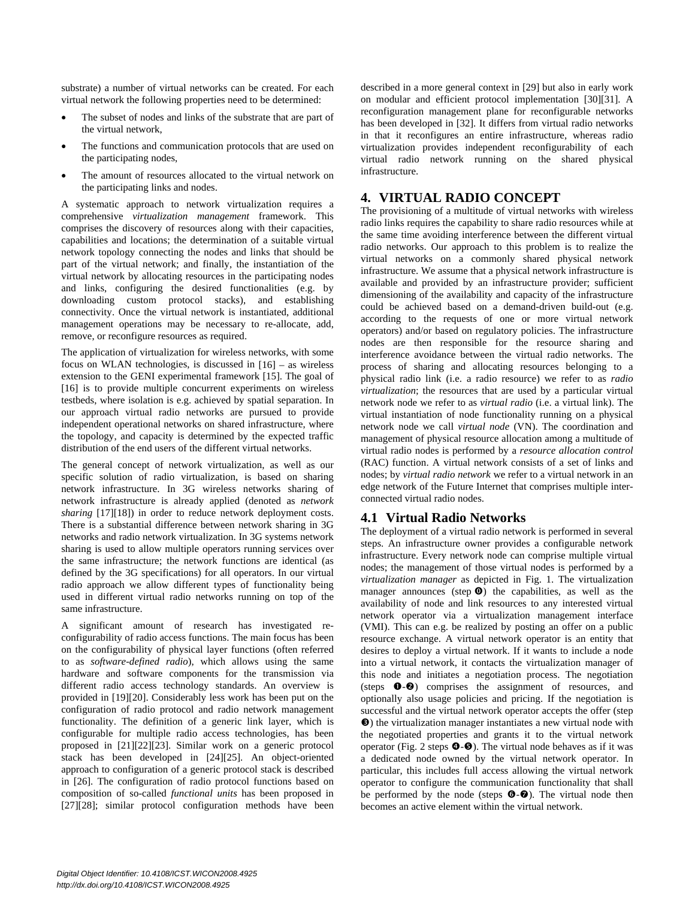substrate) a number of virtual networks can be created. For each virtual network the following properties need to be determined:

- The subset of nodes and links of the substrate that are part of the virtual network,
- The functions and communication protocols that are used on the participating nodes,
- The amount of resources allocated to the virtual network on the participating links and nodes.

A systematic approach to network virtualization requires a comprehensive *virtualization management* framework. This comprises the discovery of resources along with their capacities, capabilities and locations; the determination of a suitable virtual network topology connecting the nodes and links that should be part of the virtual network; and finally, the instantiation of the virtual network by allocating resources in the participating nodes and links, configuring the desired functionalities (e.g. by downloading custom protocol stacks), and establishing connectivity. Once the virtual network is instantiated, additional management operations may be necessary to re-allocate, add, remove, or reconfigure resources as required.

The application of virtualization for wireless networks, with some focus on WLAN technologies, is discussed in [16] – as wireless extension to the GENI experimental framework [15]. The goal of [16] is to provide multiple concurrent experiments on wireless testbeds, where isolation is e.g. achieved by spatial separation. In our approach virtual radio networks are pursued to provide independent operational networks on shared infrastructure, where the topology, and capacity is determined by the expected traffic distribution of the end users of the different virtual networks.

The general concept of network virtualization, as well as our specific solution of radio virtualization, is based on sharing network infrastructure. In 3G wireless networks sharing of network infrastructure is already applied (denoted as *network sharing* [17][18]) in order to reduce network deployment costs. There is a substantial difference between network sharing in 3G networks and radio network virtualization. In 3G systems network sharing is used to allow multiple operators running services over the same infrastructure; the network functions are identical (as defined by the 3G specifications) for all operators. In our virtual radio approach we allow different types of functionality being used in different virtual radio networks running on top of the same infrastructure.

A significant amount of research has investigated re-configurability of radio access functions. The main focus has been on the configurability of physical layer functions (often referred to as *software-defined radio*), which allows using the same hardware and software components for the transmission via different radio access technology standards. An overview is provided in [19][20]. Considerably less work has been put on the configuration of radio protocol and radio network management functionality. The definition of a generic link layer, which is configurable for multiple radio access technologies, has been proposed in [21][22][23]. Similar work on a generic protocol stack has been developed in [24][25]. An object-oriented approach to configuration of a generic protocol stack is described in [26]. The configuration of radio protocol functions based on composition of so-called *functional units* has been proposed in [27][28]; similar protocol configuration methods have been described in a more general context in [29] but also in early work on modular and efficient protocol implementation [30][31]. A reconfiguration management plane for reconfigurable networks has been developed in [32]. It differs from virtual radio networks in that it reconfigures an entire infrastructure, whereas radio virtualization provides independent reconfigurability of each virtual radio network running on the shared physical infrastructure.

# 4. VIRTUAL RADIO CONCEPT

The provisioning of a multitude of virtual networks with wireless radio links requires the capability to share radio resources while at the same time avoiding interference between the different virtual radio networks. Our approach to this problem is to realize the virtual networks on a commonly shared physical network infrastructure. We assume that a physical network infrastructure is available and provided by an infrastructure provider; sufficient dimensioning of the availability and capacity of the infrastructure could be achieved based on a demand-driven build-out (e.g. according to the requests of one or more virtual network operators) and/or based on regulatory policies. The infrastructure nodes are then responsible for the resource sharing and interference avoidance between the virtual radio networks. The process of sharing and allocating resources belonging to a physical radio link (i.e. a radio resource) we refer to as *radio virtualization*; the resources that are used by a particular virtual network node we refer to as *virtual radio* (i.e. a virtual link). The virtual instantiation of node functionality running on a physical network node we call *virtual node* (VN). The coordination and management of physical resource allocation among a multitude of virtual radio nodes is performed by a *resource allocation control* (RAC) function. A virtual network consists of a set of links and nodes; by *virtual radio network* we refer to a virtual network in an edge network of the Future Internet that comprises multiple inter-connected virtual radio nodes.

## 4.1 Virtual Radio Networks

The deployment of a virtual radio network is performed in several steps. An infrastructure owner provides a configurable network infrastructure. Every network node can comprise multiple virtual nodes; the management of those virtual nodes is performed by a *virtualization manager* as depicted in Fig. 1. The virtualization manager announces (step ⓿) the capabilities, as well as the availability of node and link resources to any interested virtual network operator via a virtualization management interface (VMI). This can e.g. be realized by posting an offer on a public resource exchange. A virtual network operator is an entity that desires to deploy a virtual network. If it wants to include a node into a virtual network, it contacts the virtualization manager of this node and initiates a negotiation process. The negotiation (steps ❶-❷) comprises the assignment of resources, and optionally also usage policies and pricing. If the negotiation is successful and the virtual network operator accepts the offer (step ❸) the virtualization manager instantiates a new virtual node with the negotiated properties and grants it to the virtual network operator (Fig. 2 steps ❹-❺). The virtual node behaves as if it was a dedicated node owned by the virtual network operator. In particular, this includes full access allowing the virtual network operator to configure the communication functionality that shall be performed by the node (steps ❻-❼). The virtual node then becomes an active element within the virtual network.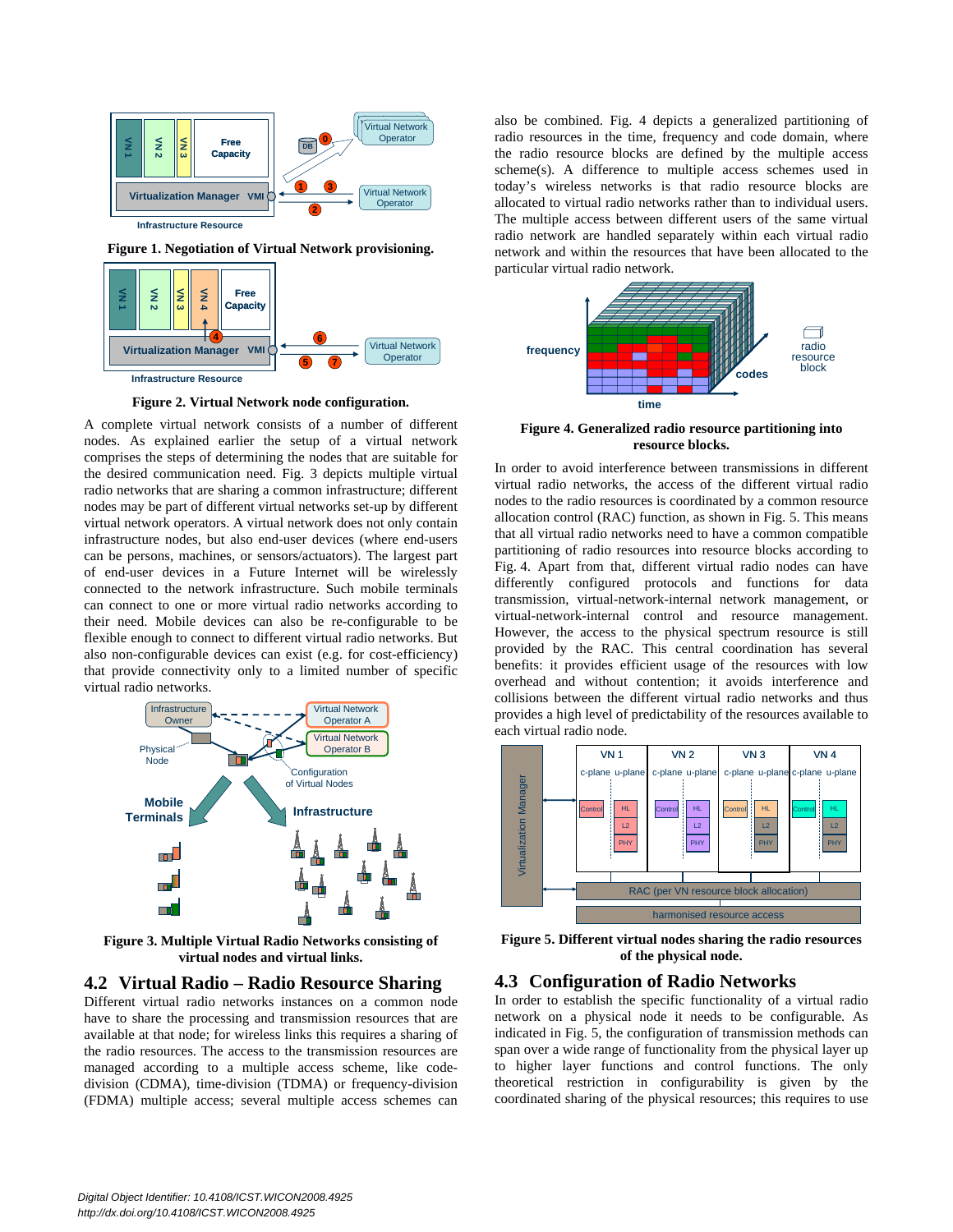**Figure 1. Negotiation of Virtual Network provisioning.**

**Figure 2. Virtual Network node configuration.**

A complete virtual network consists of a number of different nodes. As explained earlier the setup of a virtual network comprises the steps of determining the nodes that are suitable for the desired communication need. Fig. 3 depicts multiple virtual radio networks that are sharing a common infrastructure; different nodes may be part of different virtual networks set-up by different virtual network operators. A virtual network does not only contain infrastructure nodes, but also end-user devices (where end-users can be persons, machines, or sensors/actuators). The largest part of end-user devices in a Future Internet will be wirelessly connected to the network infrastructure. Such mobile terminals can connect to one or more virtual radio networks according to their need. Mobile devices can also be re-configurable to be flexible enough to connect to different virtual radio networks. But also non-configurable devices can exist (e.g. for cost-efficiency) that provide connectivity only to a limited number of specific virtual radio networks.

**Figure 3. Multiple Virtual Radio Networks consisting of virtual nodes and virtual links.**

## 4.2 Virtual Radio – Radio Resource Sharing

Different virtual radio networks instances on a common node have to share the processing and transmission resources that are available at that node; for wireless links this requires a sharing of the radio resources. The access to the transmission resources are managed according to a multiple access scheme, like code-division (CDMA), time-division (TDMA) or frequency-division (FDMA) multiple access; several multiple access schemes can also be combined. Fig. 4 depicts a generalized partitioning of radio resources in the time, frequency and code domain, where the radio resource blocks are defined by the multiple access scheme(s). A difference to multiple access schemes used in today's wireless networks is that radio resource blocks are allocated to virtual radio networks rather than to individual users. The multiple access between different users of the same virtual radio network are handled separately within each virtual radio network and within the resources that have been allocated to the particular virtual radio network.

**Figure 4. Generalized radio resource partitioning into resource blocks.**

In order to avoid interference between transmissions in different virtual radio networks, the access of the different virtual radio nodes to the radio resources is coordinated by a common resource allocation control (RAC) function, as shown in Fig. 5. This means that all virtual radio networks need to have a common compatible partitioning of radio resources into resource blocks according to Fig. 4. Apart from that, different virtual radio nodes can have differently configured protocols and functions for data transmission, virtual-network-internal network management, or virtual-network-internal control and resource management. However, the access to the physical spectrum resource is still provided by the RAC. This central coordination has several benefits: it provides efficient usage of the resources with low overhead and without contention; it avoids interference and collisions between the different virtual radio networks and thus provides a high level of predictability of the resources available to each virtual radio node.

**Figure 5. Different virtual nodes sharing the radio resources of the physical node.**

## 4.3 Configuration of Radio Networks

In order to establish the specific functionality of a virtual radio network on a physical node it needs to be configurable. As indicated in Fig. 5, the configuration of transmission methods can span over a wide range of functionality from the physical layer up to higher layer functions and control functions. The only theoretical restriction in configurability is given by the coordinated sharing of the physical resources; this requires to use

*Digital Object Identifier: 10.4108/ICST.WICON2008.4925*
*http://dx.doi.org/10.4108/ICST.WICON2008.4925*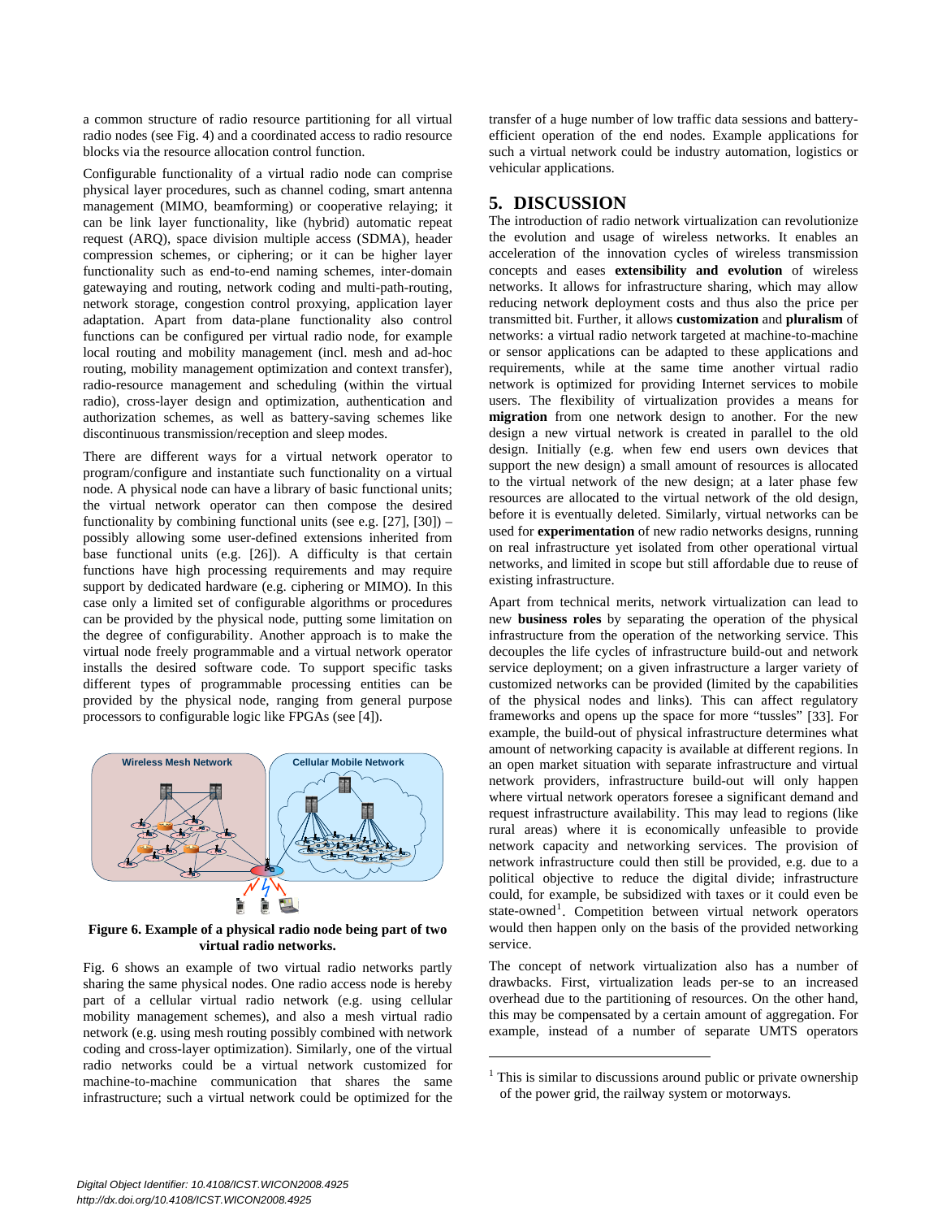a common structure of radio resource partitioning for all virtual radio nodes (see Fig. 4) and a coordinated access to radio resource blocks via the resource allocation control function.

Configurable functionality of a virtual radio node can comprise physical layer procedures, such as channel coding, smart antenna management (MIMO, beamforming) or cooperative relaying; it can be link layer functionality, like (hybrid) automatic repeat request (ARQ), space division multiple access (SDMA), header compression schemes, or ciphering; or it can be higher layer functionality such as end-to-end naming schemes, inter-domain gatewaying and routing, network coding and multi-path-routing, network storage, congestion control proxying, application layer adaptation. Apart from data-plane functionality also control functions can be configured per virtual radio node, for example local routing and mobility management (incl. mesh and ad-hoc routing, mobility management optimization and context transfer), radio-resource management and scheduling (within the virtual radio), cross-layer design and optimization, authentication and authorization schemes, as well as battery-saving schemes like discontinuous transmission/reception and sleep modes.

There are different ways for a virtual network operator to program/configure and instantiate such functionality on a virtual node. A physical node can have a library of basic functional units; the virtual network operator can then compose the desired functionality by combining functional units (see e.g. [27], [30]) – possibly allowing some user-defined extensions inherited from base functional units (e.g. [26]). A difficulty is that certain functions have high processing requirements and may require support by dedicated hardware (e.g. ciphering or MIMO). In this case only a limited set of configurable algorithms or procedures can be provided by the physical node, putting some limitation on the degree of configurability. Another approach is to make the virtual node freely programmable and a virtual network operator installs the desired software code. To support specific tasks different types of programmable processing entities can be provided by the physical node, ranging from general purpose processors to configurable logic like FPGAs (see [4]).

**Figure 6. Example of a physical radio node being part of two virtual radio networks.**

Fig. 6 shows an example of two virtual radio networks partly sharing the same physical nodes. One radio access node is hereby part of a cellular virtual radio network (e.g. using cellular mobility management schemes), and also a mesh virtual radio network (e.g. using mesh routing possibly combined with network coding and cross-layer optimization). Similarly, one of the virtual radio networks could be a virtual network customized for machine-to-machine communication that shares the same infrastructure; such a virtual network could be optimized for the transfer of a huge number of low traffic data sessions and battery-efficient operation of the end nodes. Example applications for such a virtual network could be industry automation, logistics or vehicular applications.

## 5. DISCUSSION

The introduction of radio network virtualization can revolutionize the evolution and usage of wireless networks. It enables an acceleration of the innovation cycles of wireless transmission concepts and eases **extensibility and evolution** of wireless networks. It allows for infrastructure sharing, which may allow reducing network deployment costs and thus also the price per transmitted bit. Further, it allows **customization** and **pluralism** of networks: a virtual radio network targeted at machine-to-machine or sensor applications can be adapted to these applications and requirements, while at the same time another virtual radio network is optimized for providing Internet services to mobile users. The flexibility of virtualization provides a means for **migration** from one network design to another. For the new design a new virtual network is created in parallel to the old design. Initially (e.g. when few end users own devices that support the new design) a small amount of resources is allocated to the virtual network of the new design; at a later phase few resources are allocated to the virtual network of the old design, before it is eventually deleted. Similarly, virtual networks can be used for **experimentation** of new radio networks designs, running on real infrastructure yet isolated from other operational virtual networks, and limited in scope but still affordable due to reuse of existing infrastructure.

Apart from technical merits, network virtualization can lead to new **business roles** by separating the operation of the physical infrastructure from the operation of the networking service. This decouples the life cycles of infrastructure build-out and network service deployment; on a given infrastructure a larger variety of customized networks can be provided (limited by the capabilities of the physical nodes and links). This can affect regulatory frameworks and opens up the space for more "tussles" [33]. For example, the build-out of physical infrastructure determines what amount of networking capacity is available at different regions. In an open market situation with separate infrastructure and virtual network providers, infrastructure build-out will only happen where virtual network operators foresee a significant demand and request infrastructure availability. This may lead to regions (like rural areas) where it is economically unfeasible to provide network capacity and networking services. The provision of network infrastructure could then still be provided, e.g. due to a political objective to reduce the digital divide; infrastructure could, for example, be subsidized with taxes or it could even be state-owned[1]. Competition between virtual network operators would then happen only on the basis of the provided networking service.

The concept of network virtualization also has a number of drawbacks. First, virtualization leads per-se to an increased overhead due to the partitioning of resources. On the other hand, this may be compensated by a certain amount of aggregation. For example, instead of a number of separate UMTS operators

[1] This is similar to discussions around public or private ownership of the power grid, the railway system or motorways.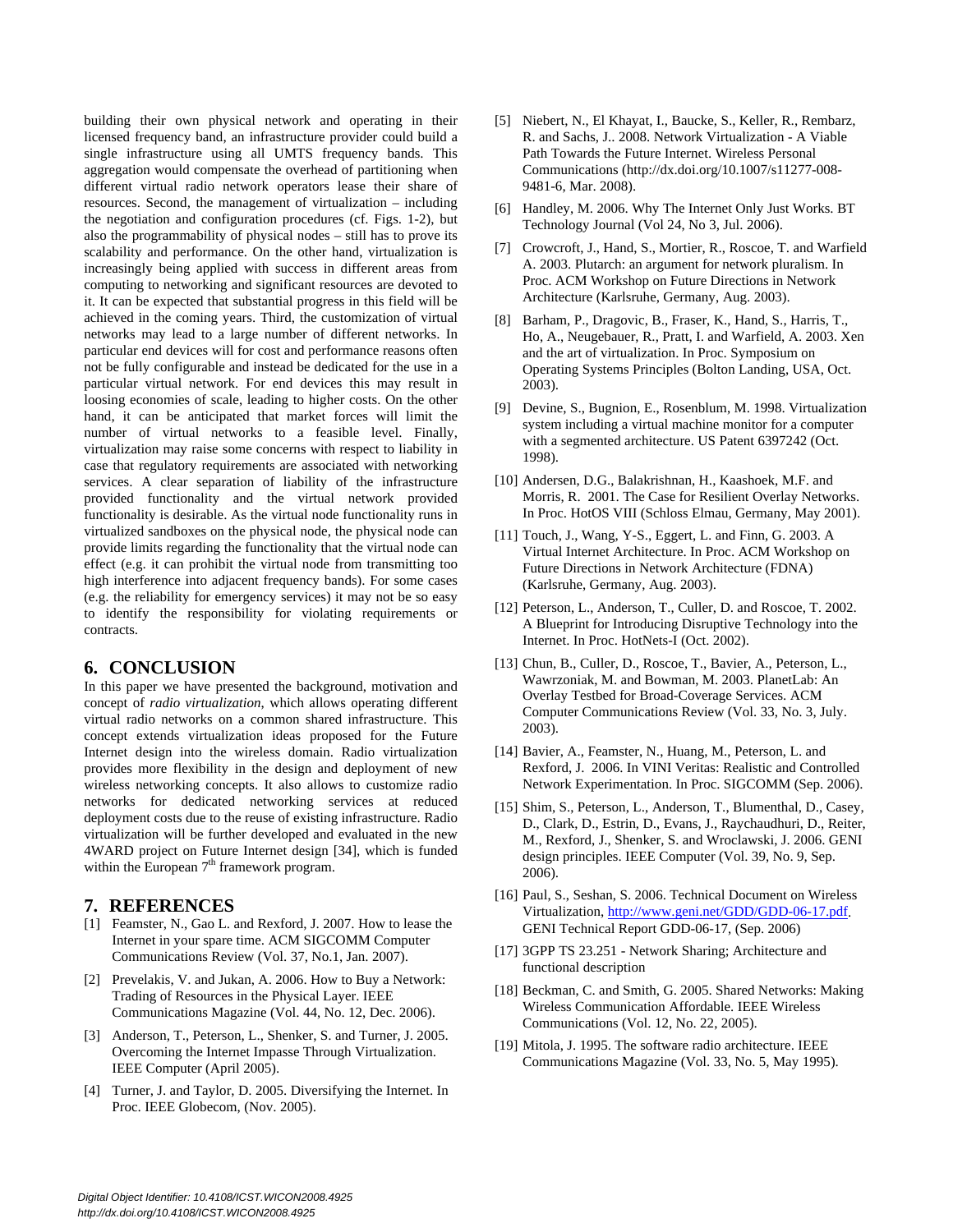building their own physical network and operating in their licensed frequency band, an infrastructure provider could build a single infrastructure using all UMTS frequency bands. This aggregation would compensate the overhead of partitioning when different virtual radio network operators lease their share of resources. Second, the management of virtualization – including the negotiation and configuration procedures (cf. Figs. 1-2), but also the programmability of physical nodes – still has to prove its scalability and performance. On the other hand, virtualization is increasingly being applied with success in different areas from computing to networking and significant resources are devoted to it. It can be expected that substantial progress in this field will be achieved in the coming years. Third, the customization of virtual networks may lead to a large number of different networks. In particular end devices will for cost and performance reasons often not be fully configurable and instead be dedicated for the use in a particular virtual network. For end devices this may result in loosing economies of scale, leading to higher costs. On the other hand, it can be anticipated that market forces will limit the number of virtual networks to a feasible level. Finally, virtualization may raise some concerns with respect to liability in case that regulatory requirements are associated with networking services. A clear separation of liability of the infrastructure provided functionality and the virtual network provided functionality is desirable. As the virtual node functionality runs in virtualized sandboxes on the physical node, the physical node can provide limits regarding the functionality that the virtual node can effect (e.g. it can prohibit the virtual node from transmitting too high interference into adjacent frequency bands). For some cases (e.g. the reliability for emergency services) it may not be so easy to identify the responsibility for violating requirements or contracts.

## 6. CONCLUSION

In this paper we have presented the background, motivation and concept of *radio virtualization*, which allows operating different virtual radio networks on a common shared infrastructure. This concept extends virtualization ideas proposed for the Future Internet design into the wireless domain. Radio virtualization provides more flexibility in the design and deployment of new wireless networking concepts. It also allows to customize radio networks for dedicated networking services at reduced deployment costs due to the reuse of existing infrastructure. Radio virtualization will be further developed and evaluated in the new 4WARD project on Future Internet design [34], which is funded within the European 7th framework program.

## 7. REFERENCES

[1] Feamster, N., Gao L. and Rexford, J. 2007. How to lease the Internet in your spare time. ACM SIGCOMM Computer Communications Review (Vol. 37, No.1, Jan. 2007).

[2] Prevelakis, V. and Jukan, A. 2006. How to Buy a Network: Trading of Resources in the Physical Layer. IEEE Communications Magazine (Vol. 44, No. 12, Dec. 2006).

[3] Anderson, T., Peterson, L., Shenker, S. and Turner, J. 2005. Overcoming the Internet Impasse Through Virtualization. IEEE Computer (April 2005).

[4] Turner, J. and Taylor, D. 2005. Diversifying the Internet. In Proc. IEEE Globecom, (Nov. 2005).

[5] Niebert, N., El Khayat, I., Baucke, S., Keller, R., Rembarz, R. and Sachs, J.. 2008. Network Virtualization - A Viable Path Towards the Future Internet. Wireless Personal Communications (http://dx.doi.org/10.1007/s11277-008-9481-6, Mar. 2008).

[6] Handley, M. 2006. Why The Internet Only Just Works. BT Technology Journal (Vol 24, No 3, Jul. 2006).

[7] Crowcroft, J., Hand, S., Mortier, R., Roscoe, T. and Warfield A. 2003. Plutarch: an argument for network pluralism. In Proc. ACM Workshop on Future Directions in Network Architecture (Karlsruhe, Germany, Aug. 2003).

[8] Barham, P., Dragovic, B., Fraser, K., Hand, S., Harris, T., Ho, A., Neugebauer, R., Pratt, I. and Warfield, A. 2003. Xen and the art of virtualization. In Proc. Symposium on Operating Systems Principles (Bolton Landing, USA, Oct. 2003).

[9] Devine, S., Bugnion, E., Rosenblum, M. 1998. Virtualization system including a virtual machine monitor for a computer with a segmented architecture. US Patent 6397242 (Oct. 1998).

[10] Andersen, D.G., Balakrishnan, H., Kaashoek, M.F. and Morris, R. 2001. The Case for Resilient Overlay Networks. In Proc. HotOS VIII (Schloss Elmau, Germany, May 2001).

[11] Touch, J., Wang, Y-S., Eggert, L. and Finn, G. 2003. A Virtual Internet Architecture. In Proc. ACM Workshop on Future Directions in Network Architecture (FDNA) (Karlsruhe, Germany, Aug. 2003).

[12] Peterson, L., Anderson, T., Culler, D. and Roscoe, T. 2002. A Blueprint for Introducing Disruptive Technology into the Internet. In Proc. HotNets-I (Oct. 2002).

[13] Chun, B., Culler, D., Roscoe, T., Bavier, A., Peterson, L., Wawrzoniak, M. and Bowman, M. 2003. PlanetLab: An Overlay Testbed for Broad-Coverage Services. ACM Computer Communications Review (Vol. 33, No. 3, July. 2003).

[14] Bavier, A., Feamster, N., Huang, M., Peterson, L. and Rexford, J. 2006. In VINI Veritas: Realistic and Controlled Network Experimentation. In Proc. SIGCOMM (Sep. 2006).

[15] Shim, S., Peterson, L., Anderson, T., Blumenthal, D., Casey, D., Clark, D., Estrin, D., Evans, J., Raychaudhuri, D., Reiter, M., Rexford, J., Shenker, S. and Wroclawski, J. 2006. GENI design principles. IEEE Computer (Vol. 39, No. 9, Sep. 2006).

[16] Paul, S., Seshan, S. 2006. Technical Document on Wireless Virtualization, http://www.geni.net/GDD/GDD-06-17.pdf. GENI Technical Report GDD-06-17, (Sep. 2006)

[17] 3GPP TS 23.251 - Network Sharing; Architecture and functional description

[18] Beckman, C. and Smith, G. 2005. Shared Networks: Making Wireless Communication Affordable. IEEE Wireless Communications (Vol. 12, No. 22, 2005).

[19] Mitola, J. 1995. The software radio architecture. IEEE Communications Magazine (Vol. 33, No. 5, May 1995).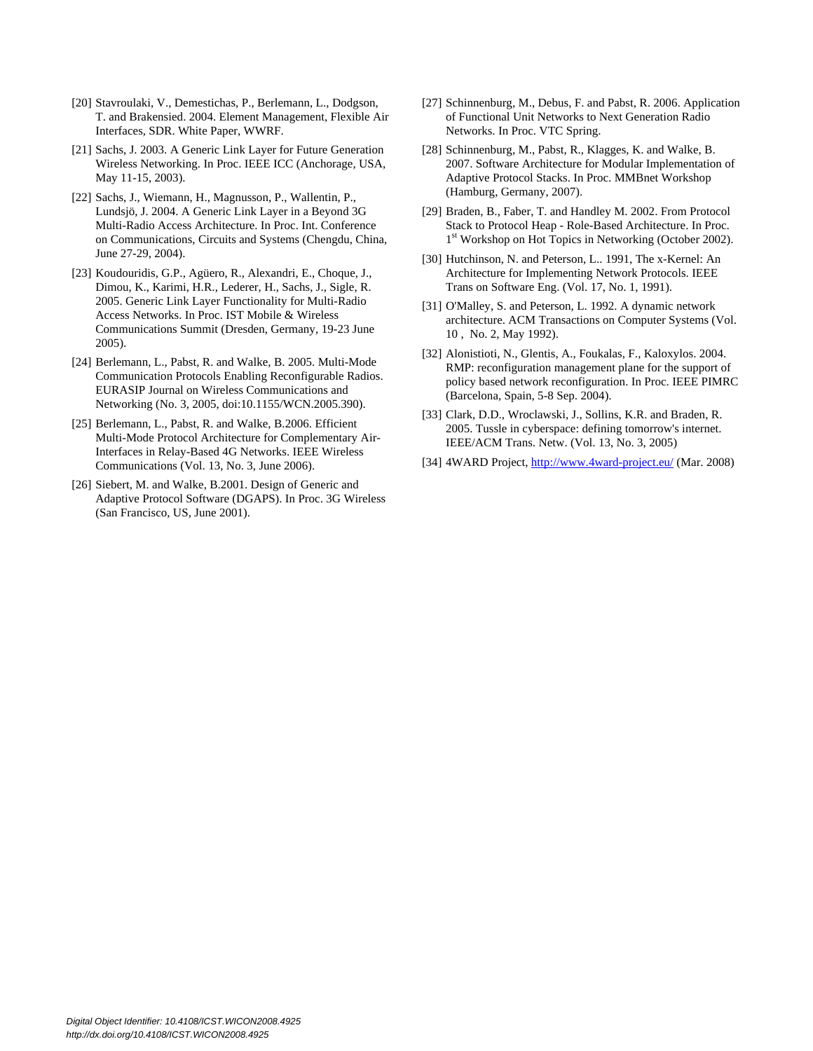[20] Stavroulaki, V., Demestichas, P., Berlemann, L., Dodgson, T. and Brakensied. 2004. Element Management, Flexible Air Interfaces, SDR. White Paper, WWRF.

[21] Sachs, J. 2003. A Generic Link Layer for Future Generation Wireless Networking. In Proc. IEEE ICC (Anchorage, USA, May 11-15, 2003).

[22] Sachs, J., Wiemann, H., Magnusson, P., Wallentin, P., Lundsjö, J. 2004. A Generic Link Layer in a Beyond 3G Multi-Radio Access Architecture. In Proc. Int. Conference on Communications, Circuits and Systems (Chengdu, China, June 27-29, 2004).

[23] Koudouridis, G.P., Agüero, R., Alexandri, E., Choque, J., Dimou, K., Karimi, H.R., Lederer, H., Sachs, J., Sigle, R. 2005. Generic Link Layer Functionality for Multi-Radio Access Networks. In Proc. IST Mobile & Wireless Communications Summit (Dresden, Germany, 19-23 June 2005).

[24] Berlemann, L., Pabst, R. and Walke, B. 2005. Multi-Mode Communication Protocols Enabling Reconfigurable Radios. EURASIP Journal on Wireless Communications and Networking (No. 3, 2005, doi:10.1155/WCN.2005.390).

[25] Berlemann, L., Pabst, R. and Walke, B.2006. Efficient Multi-Mode Protocol Architecture for Complementary Air-Interfaces in Relay-Based 4G Networks. IEEE Wireless Communications (Vol. 13, No. 3, June 2006).

[26] Siebert, M. and Walke, B.2001. Design of Generic and Adaptive Protocol Software (DGAPS). In Proc. 3G Wireless (San Francisco, US, June 2001).

[27] Schinnenburg, M., Debus, F. and Pabst, R. 2006. Application of Functional Unit Networks to Next Generation Radio Networks. In Proc. VTC Spring.

[28] Schinnenburg, M., Pabst, R., Klagges, K. and Walke, B. 2007. Software Architecture for Modular Implementation of Adaptive Protocol Stacks. In Proc. MMBnet Workshop (Hamburg, Germany, 2007).

[29] Braden, B., Faber, T. and Handley M. 2002. From Protocol Stack to Protocol Heap - Role-Based Architecture. In Proc. 1st Workshop on Hot Topics in Networking (October 2002).

[30] Hutchinson, N. and Peterson, L.. 1991, The x-Kernel: An Architecture for Implementing Network Protocols. IEEE Trans on Software Eng. (Vol. 17, No. 1, 1991).

[31] O'Malley, S. and Peterson, L. 1992. A dynamic network architecture. ACM Transactions on Computer Systems (Vol. 10 , No. 2, May 1992).

[32] Alonistioti, N., Glentis, A., Foukalas, F., Kaloxylos. 2004. RMP: reconfiguration management plane for the support of policy based network reconfiguration. In Proc. IEEE PIMRC (Barcelona, Spain, 5-8 Sep. 2004).

[33] Clark, D.D., Wroclawski, J., Sollins, K.R. and Braden, R. 2005. Tussle in cyberspace: defining tomorrow's internet. IEEE/ACM Trans. Netw. (Vol. 13, No. 3, 2005)

[34] 4WARD Project, http://www.4ward-project.eu/ (Mar. 2008)

*Digital Object Identifier: 10.4108/ICST.WICON2008.4925*
*http://dx.doi.org/10.4108/ICST.WICON2008.4925*